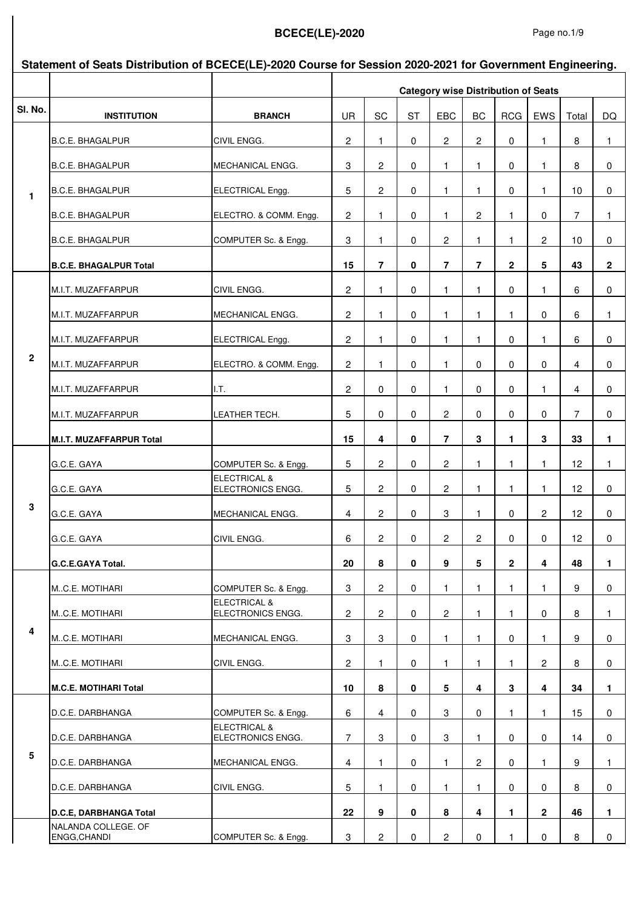**BCECE(LE)-2020**

## Statement of Seats Distribution of BCECE(LE)-2020 Course for Session 2020-2021 for Government Engineering.

| Sl. No. | INSTITUTION | BRANCH | Category wise Distribution of Seats | | | | | | | | |
|---|---|---|---|---|---|---|---|---|---|---|---|
| | | | UR | SC | ST | EBC | BC | RCG | EWS | Total | DQ |
| 1 | B.C.E. BHAGALPUR | CIVIL ENGG. | 2 | 1 | 0 | 2 | 2 | 0 | 1 | 8 | 1 |
| | B.C.E. BHAGALPUR | MECHANICAL ENGG. | 3 | 2 | 0 | 1 | 1 | 0 | 1 | 8 | 0 |
| | B.C.E. BHAGALPUR | ELECTRICAL Engg. | 5 | 2 | 0 | 1 | 1 | 0 | 1 | 10 | 0 |
| | B.C.E. BHAGALPUR | ELECTRO. & COMM. Engg. | 2 | 1 | 0 | 1 | 2 | 1 | 0 | 7 | 1 |
| | B.C.E. BHAGALPUR | COMPUTER Sc. & Engg. | 3 | 1 | 0 | 2 | 1 | 1 | 2 | 10 | 0 |
| | **B.C.E. BHAGALPUR Total** | | **15** | **7** | **0** | **7** | **7** | **2** | **5** | **43** | **2** |
| 2 | M.I.T. MUZAFFARPUR | CIVIL ENGG. | 2 | 1 | 0 | 1 | 1 | 0 | 1 | 6 | 0 |
| | M.I.T. MUZAFFARPUR | MECHANICAL ENGG. | 2 | 1 | 0 | 1 | 1 | 1 | 0 | 6 | 1 |
| | M.I.T. MUZAFFARPUR | ELECTRICAL Engg. | 2 | 1 | 0 | 1 | 1 | 0 | 1 | 6 | 0 |
| | M.I.T. MUZAFFARPUR | ELECTRO. & COMM. Engg. | 2 | 1 | 0 | 1 | 0 | 0 | 0 | 4 | 0 |
| | M.I.T. MUZAFFARPUR | I.T. | 2 | 0 | 0 | 1 | 0 | 0 | 1 | 4 | 0 |
| | M.I.T. MUZAFFARPUR | LEATHER TECH. | 5 | 0 | 0 | 2 | 0 | 0 | 0 | 7 | 0 |
| | **M.I.T. MUZAFFARPUR Total** | | **15** | **4** | **0** | **7** | **3** | **1** | **3** | **33** | **1** |
| 3 | G.C.E. GAYA | COMPUTER Sc. & Engg. | 5 | 2 | 0 | 2 | 1 | 1 | 1 | 12 | 1 |
| | G.C.E. GAYA | ELECTRICAL & ELECTRONICS ENGG. | 5 | 2 | 0 | 2 | 1 | 1 | 1 | 12 | 0 |
| | G.C.E. GAYA | MECHANICAL ENGG. | 4 | 2 | 0 | 3 | 1 | 0 | 2 | 12 | 0 |
| | G.C.E. GAYA | CIVIL ENGG. | 6 | 2 | 0 | 2 | 2 | 0 | 0 | 12 | 0 |
| | **G.C.E.GAYA Total.** | | **20** | **8** | **0** | **9** | **5** | **2** | **4** | **48** | **1** |
| 4 | M..C.E. MOTIHARI | COMPUTER Sc. & Engg. | 3 | 2 | 0 | 1 | 1 | 1 | 1 | 9 | 0 |
| | M..C.E. MOTIHARI | ELECTRICAL & ELECTRONICS ENGG. | 2 | 2 | 0 | 2 | 1 | 1 | 0 | 8 | 1 |
| | M..C.E. MOTIHARI | MECHANICAL ENGG. | 3 | 3 | 0 | 1 | 1 | 0 | 1 | 9 | 0 |
| | M..C.E. MOTIHARI | CIVIL ENGG. | 2 | 1 | 0 | 1 | 1 | 1 | 2 | 8 | 0 |
| | **M.C.E. MOTIHARI Total** | | **10** | **8** | **0** | **5** | **4** | **3** | **4** | **34** | **1** |
| 5 | D.C.E. DARBHANGA | COMPUTER Sc. & Engg. | 6 | 4 | 0 | 3 | 0 | 1 | 1 | 15 | 0 |
| | D.C.E. DARBHANGA | ELECTRICAL & ELECTRONICS ENGG. | 7 | 3 | 0 | 3 | 1 | 0 | 0 | 14 | 0 |
| | D.C.E. DARBHANGA | MECHANICAL ENGG. | 4 | 1 | 0 | 1 | 2 | 0 | 1 | 9 | 1 |
| | D.C.E. DARBHANGA | CIVIL ENGG. | 5 | 1 | 0 | 1 | 1 | 0 | 0 | 8 | 0 |
| | **D.C.E, DARBHANGA Total** | | **22** | **9** | **0** | **8** | **4** | **1** | **2** | **46** | **1** |
| | NALANDA COLLEGE. OF ENGG,CHANDI | COMPUTER Sc. & Engg. | 3 | 2 | 0 | 2 | 0 | 1 | 0 | 8 | 0 |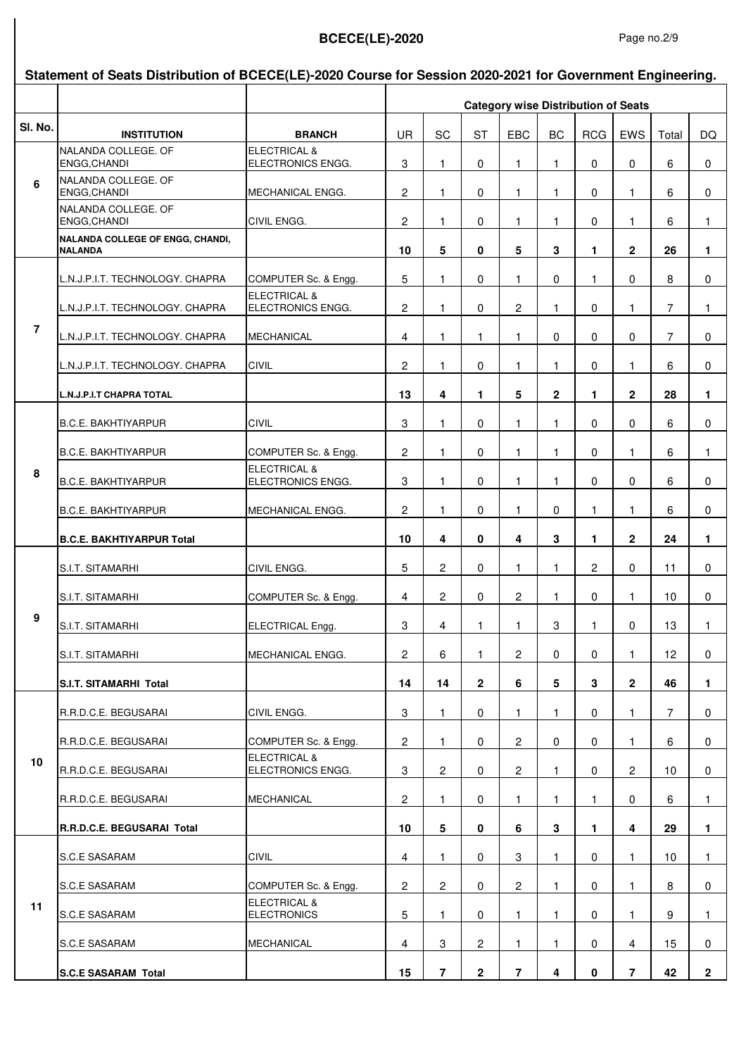## Statement of Seats Distribution of BCECE(LE)-2020 Course for Session 2020-2021 for Government Engineering.

| Sl. No. | INSTITUTION | BRANCH | Category wise Distribution of Seats | | | | | | | | |
|---|---|---|---|---|---|---|---|---|---|---|---|
| | | | UR | SC | ST | EBC | BC | RCG | EWS | Total | DQ |
| 6 | NALANDA COLLEGE. OF ENGG,CHANDI | ELECTRICAL & ELECTRONICS ENGG. | 3 | 1 | 0 | 1 | 1 | 0 | 0 | 6 | 0 |
| | NALANDA COLLEGE. OF ENGG,CHANDI | MECHANICAL ENGG. | 2 | 1 | 0 | 1 | 1 | 0 | 1 | 6 | 0 |
| | NALANDA COLLEGE. OF ENGG,CHANDI | CIVIL ENGG. | 2 | 1 | 0 | 1 | 1 | 0 | 1 | 6 | 1 |
| | **NALANDA COLLEGE OF ENGG, CHANDI, NALANDA** | | **10** | **5** | **0** | **5** | **3** | **1** | **2** | **26** | **1** |
| 7 | L.N.J.P.I.T. TECHNOLOGY. CHAPRA | COMPUTER Sc. & Engg. | 5 | 1 | 0 | 1 | 0 | 1 | 0 | 8 | 0 |
| | L.N.J.P.I.T. TECHNOLOGY. CHAPRA | ELECTRICAL & ELECTRONICS ENGG. | 2 | 1 | 0 | 2 | 1 | 0 | 1 | 7 | 1 |
| | L.N.J.P.I.T. TECHNOLOGY. CHAPRA | MECHANICAL | 4 | 1 | 1 | 1 | 0 | 0 | 0 | 7 | 0 |
| | L.N.J.P.I.T. TECHNOLOGY. CHAPRA | CIVIL | 2 | 1 | 0 | 1 | 1 | 0 | 1 | 6 | 0 |
| | **L.N.J.P.I.T CHAPRA TOTAL** | | **13** | **4** | **1** | **5** | **2** | **1** | **2** | **28** | **1** |
| 8 | B.C.E. BAKHTIYARPUR | CIVIL | 3 | 1 | 0 | 1 | 1 | 0 | 0 | 6 | 0 |
| | B.C.E. BAKHTIYARPUR | COMPUTER Sc. & Engg. | 2 | 1 | 0 | 1 | 1 | 0 | 1 | 6 | 1 |
| | B.C.E. BAKHTIYARPUR | ELECTRICAL & ELECTRONICS ENGG. | 3 | 1 | 0 | 1 | 1 | 0 | 0 | 6 | 0 |
| | B.C.E. BAKHTIYARPUR | MECHANICAL ENGG. | 2 | 1 | 0 | 1 | 0 | 1 | 1 | 6 | 0 |
| | **B.C.E. BAKHTIYARPUR Total** | | **10** | **4** | **0** | **4** | **3** | **1** | **2** | **24** | **1** |
| 9 | S.I.T. SITAMARHI | CIVIL ENGG. | 5 | 2 | 0 | 1 | 1 | 2 | 0 | 11 | 0 |
| | S.I.T. SITAMARHI | COMPUTER Sc. & Engg. | 4 | 2 | 0 | 2 | 1 | 0 | 1 | 10 | 0 |
| | S.I.T. SITAMARHI | ELECTRICAL Engg. | 3 | 4 | 1 | 1 | 3 | 1 | 0 | 13 | 1 |
| | S.I.T. SITAMARHI | MECHANICAL ENGG. | 2 | 6 | 1 | 2 | 0 | 0 | 1 | 12 | 0 |
| | **S.I.T. SITAMARHI Total** | | **14** | **14** | **2** | **6** | **5** | **3** | **2** | **46** | **1** |
| 10 | R.R.D.C.E. BEGUSARAI | CIVIL ENGG. | 3 | 1 | 0 | 1 | 1 | 0 | 1 | 7 | 0 |
| | R.R.D.C.E. BEGUSARAI | COMPUTER Sc. & Engg. | 2 | 1 | 0 | 2 | 0 | 0 | 1 | 6 | 0 |
| | R.R.D.C.E. BEGUSARAI | ELECTRICAL & ELECTRONICS ENGG. | 3 | 2 | 0 | 2 | 1 | 0 | 2 | 10 | 0 |
| | R.R.D.C.E. BEGUSARAI | MECHANICAL | 2 | 1 | 0 | 1 | 1 | 1 | 0 | 6 | 1 |
| | **R.R.D.C.E. BEGUSARAI Total** | | **10** | **5** | **0** | **6** | **3** | **1** | **4** | **29** | **1** |
| 11 | S.C.E SASARAM | CIVIL | 4 | 1 | 0 | 3 | 1 | 0 | 1 | 10 | 1 |
| | S.C.E SASARAM | COMPUTER Sc. & Engg. | 2 | 2 | 0 | 2 | 1 | 0 | 1 | 8 | 0 |
| | S.C.E SASARAM | ELECTRICAL & ELECTRONICS | 5 | 1 | 0 | 1 | 1 | 0 | 1 | 9 | 1 |
| | S.C.E SASARAM | MECHANICAL | 4 | 3 | 2 | 1 | 1 | 0 | 4 | 15 | 0 |
| | **S.C.E SASARAM Total** | | **15** | **7** | **2** | **7** | **4** | **0** | **7** | **42** | **2** |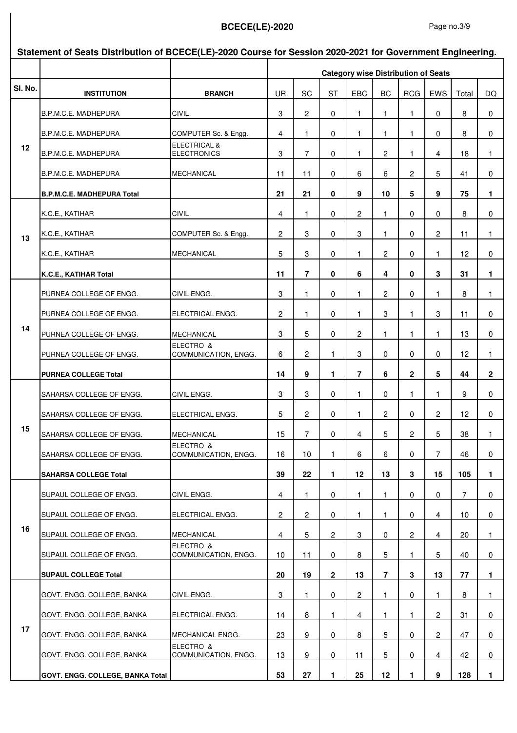**BCECE(LE)-2020**

## Statement of Seats Distribution of BCECE(LE)-2020 Course for Session 2020-2021 for Government Engineering.

| Sl. No. | INSTITUTION | BRANCH | Category wise Distribution of Seats | | | | | | | | |
|---|---|---|---|---|---|---|---|---|---|---|---|
| | | | UR | SC | ST | EBC | BC | RCG | EWS | Total | DQ |
| 12 | B.P.M.C.E. MADHEPURA | CIVIL | 3 | 2 | 0 | 1 | 1 | 1 | 0 | 8 | 0 |
| | B.P.M.C.E. MADHEPURA | COMPUTER Sc. & Engg. | 4 | 1 | 0 | 1 | 1 | 1 | 0 | 8 | 0 |
| | B.P.M.C.E. MADHEPURA | ELECTRICAL & ELECTRONICS | 3 | 7 | 0 | 1 | 2 | 1 | 4 | 18 | 1 |
| | B.P.M.C.E. MADHEPURA | MECHANICAL | 11 | 11 | 0 | 6 | 6 | 2 | 5 | 41 | 0 |
| | **B.P.M.C.E. MADHEPURA Total** | | **21** | **21** | **0** | **9** | **10** | **5** | **9** | **75** | **1** |
| 13 | K.C.E., KATIHAR | CIVIL | 4 | 1 | 0 | 2 | 1 | 0 | 0 | 8 | 0 |
| | K.C.E., KATIHAR | COMPUTER Sc. & Engg. | 2 | 3 | 0 | 3 | 1 | 0 | 2 | 11 | 1 |
| | K.C.E., KATIHAR | MECHANICAL | 5 | 3 | 0 | 1 | 2 | 0 | 1 | 12 | 0 |
| | **K.C.E., KATIHAR Total** | | **11** | **7** | **0** | **6** | **4** | **0** | **3** | **31** | **1** |
| 14 | PURNEA COLLEGE OF ENGG. | CIVIL ENGG. | 3 | 1 | 0 | 1 | 2 | 0 | 1 | 8 | 1 |
| | PURNEA COLLEGE OF ENGG. | ELECTRICAL ENGG. | 2 | 1 | 0 | 1 | 3 | 1 | 3 | 11 | 0 |
| | PURNEA COLLEGE OF ENGG. | MECHANICAL | 3 | 5 | 0 | 2 | 1 | 1 | 1 | 13 | 0 |
| | PURNEA COLLEGE OF ENGG. | ELECTRO & COMMUNICATION, ENGG. | 6 | 2 | 1 | 3 | 0 | 0 | 0 | 12 | 1 |
| | **PURNEA COLLEGE Total** | | **14** | **9** | **1** | **7** | **6** | **2** | **5** | **44** | **2** |
| 15 | SAHARSA COLLEGE OF ENGG. | CIVIL ENGG. | 3 | 3 | 0 | 1 | 0 | 1 | 1 | 9 | 0 |
| | SAHARSA COLLEGE OF ENGG. | ELECTRICAL ENGG. | 5 | 2 | 0 | 1 | 2 | 0 | 2 | 12 | 0 |
| | SAHARSA COLLEGE OF ENGG. | MECHANICAL | 15 | 7 | 0 | 4 | 5 | 2 | 5 | 38 | 1 |
| | SAHARSA COLLEGE OF ENGG. | ELECTRO & COMMUNICATION, ENGG. | 16 | 10 | 1 | 6 | 6 | 0 | 7 | 46 | 0 |
| | **SAHARSA COLLEGE Total** | | **39** | **22** | **1** | **12** | **13** | **3** | **15** | **105** | **1** |
| 16 | SUPAUL COLLEGE OF ENGG. | CIVIL ENGG. | 4 | 1 | 0 | 1 | 1 | 0 | 0 | 7 | 0 |
| | SUPAUL COLLEGE OF ENGG. | ELECTRICAL ENGG. | 2 | 2 | 0 | 1 | 1 | 0 | 4 | 10 | 0 |
| | SUPAUL COLLEGE OF ENGG. | MECHANICAL | 4 | 5 | 2 | 3 | 0 | 2 | 4 | 20 | 1 |
| | SUPAUL COLLEGE OF ENGG. | ELECTRO & COMMUNICATION, ENGG. | 10 | 11 | 0 | 8 | 5 | 1 | 5 | 40 | 0 |
| | **SUPAUL COLLEGE Total** | | **20** | **19** | **2** | **13** | **7** | **3** | **13** | **77** | **1** |
| 17 | GOVT. ENGG. COLLEGE, BANKA | CIVIL ENGG. | 3 | 1 | 0 | 2 | 1 | 0 | 1 | 8 | 1 |
| | GOVT. ENGG. COLLEGE, BANKA | ELECTRICAL ENGG. | 14 | 8 | 1 | 4 | 1 | 1 | 2 | 31 | 0 |
| | GOVT. ENGG. COLLEGE, BANKA | MECHANICAL ENGG. | 23 | 9 | 0 | 8 | 5 | 0 | 2 | 47 | 0 |
| | GOVT. ENGG. COLLEGE, BANKA | ELECTRO & COMMUNICATION, ENGG. | 13 | 9 | 0 | 11 | 5 | 0 | 4 | 42 | 0 |
| | **GOVT. ENGG. COLLEGE, BANKA Total** | | **53** | **27** | **1** | **25** | **12** | **1** | **9** | **128** | **1** |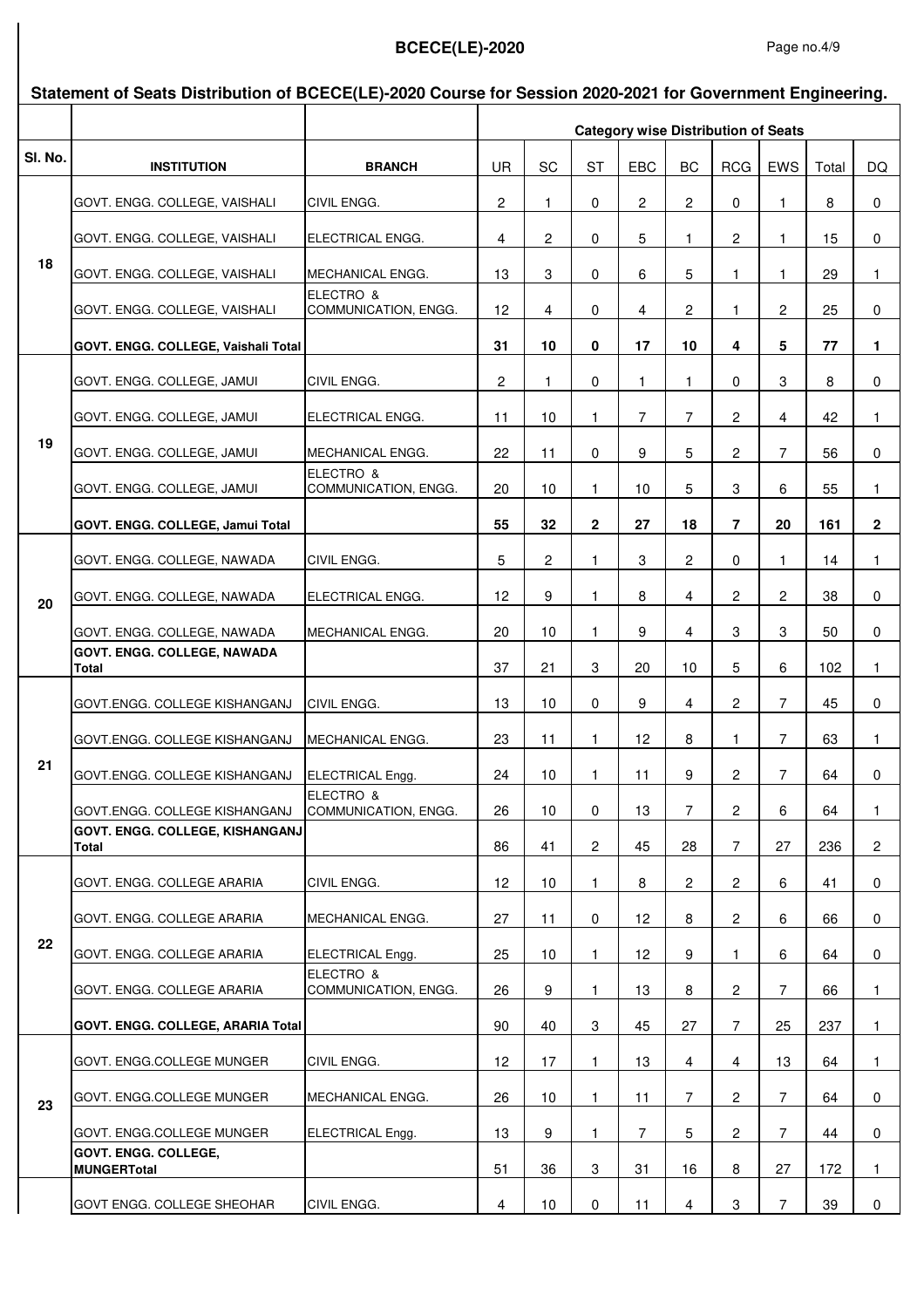## BCECE(LE)-2020

### Statement of Seats Distribution of BCECE(LE)-2020 Course for Session 2020-2021 for Government Engineering.

| Sl. No. | INSTITUTION | BRANCH | Category wise Distribution of Seats | | | | | | | | |
|---|---|---|---|---|---|---|---|---|---|---|---|
| | | | UR | SC | ST | EBC | BC | RCG | EWS | Total | DQ |
| 18 | GOVT. ENGG. COLLEGE, VAISHALI | CIVIL ENGG. | 2 | 1 | 0 | 2 | 2 | 0 | 1 | 8 | 0 |
| | GOVT. ENGG. COLLEGE, VAISHALI | ELECTRICAL ENGG. | 4 | 2 | 0 | 5 | 1 | 2 | 1 | 15 | 0 |
| | GOVT. ENGG. COLLEGE, VAISHALI | MECHANICAL ENGG. | 13 | 3 | 0 | 6 | 5 | 1 | 1 | 29 | 1 |
| | GOVT. ENGG. COLLEGE, VAISHALI | ELECTRO & COMMUNICATION, ENGG. | 12 | 4 | 0 | 4 | 2 | 1 | 2 | 25 | 0 |
| | **GOVT. ENGG. COLLEGE, Vaishali Total** | | **31** | **10** | **0** | **17** | **10** | **4** | **5** | **77** | **1** |
| 19 | GOVT. ENGG. COLLEGE, JAMUI | CIVIL ENGG. | 2 | 1 | 0 | 1 | 1 | 0 | 3 | 8 | 0 |
| | GOVT. ENGG. COLLEGE, JAMUI | ELECTRICAL ENGG. | 11 | 10 | 1 | 7 | 7 | 2 | 4 | 42 | 1 |
| | GOVT. ENGG. COLLEGE, JAMUI | MECHANICAL ENGG. | 22 | 11 | 0 | 9 | 5 | 2 | 7 | 56 | 0 |
| | GOVT. ENGG. COLLEGE, JAMUI | ELECTRO & COMMUNICATION, ENGG. | 20 | 10 | 1 | 10 | 5 | 3 | 6 | 55 | 1 |
| | **GOVT. ENGG. COLLEGE, Jamui Total** | | **55** | **32** | **2** | **27** | **18** | **7** | **20** | **161** | **2** |
| 20 | GOVT. ENGG. COLLEGE, NAWADA | CIVIL ENGG. | 5 | 2 | 1 | 3 | 2 | 0 | 1 | 14 | 1 |
| | GOVT. ENGG. COLLEGE, NAWADA | ELECTRICAL ENGG. | 12 | 9 | 1 | 8 | 4 | 2 | 2 | 38 | 0 |
| | GOVT. ENGG. COLLEGE, NAWADA | MECHANICAL ENGG. | 20 | 10 | 1 | 9 | 4 | 3 | 3 | 50 | 0 |
| | **GOVT. ENGG. COLLEGE, NAWADA Total** | | 37 | 21 | 3 | 20 | 10 | 5 | 6 | 102 | 1 |
| 21 | GOVT.ENGG. COLLEGE KISHANGANJ | CIVIL ENGG. | 13 | 10 | 0 | 9 | 4 | 2 | 7 | 45 | 0 |
| | GOVT.ENGG. COLLEGE KISHANGANJ | MECHANICAL ENGG. | 23 | 11 | 1 | 12 | 8 | 1 | 7 | 63 | 1 |
| | GOVT.ENGG. COLLEGE KISHANGANJ | ELECTRICAL Engg. | 24 | 10 | 1 | 11 | 9 | 2 | 7 | 64 | 0 |
| | GOVT.ENGG. COLLEGE KISHANGANJ | ELECTRO & COMMUNICATION, ENGG. | 26 | 10 | 0 | 13 | 7 | 2 | 6 | 64 | 1 |
| | **GOVT. ENGG. COLLEGE, KISHANGANJ Total** | | 86 | 41 | 2 | 45 | 28 | 7 | 27 | 236 | 2 |
| 22 | GOVT. ENGG. COLLEGE ARARIA | CIVIL ENGG. | 12 | 10 | 1 | 8 | 2 | 2 | 6 | 41 | 0 |
| | GOVT. ENGG. COLLEGE ARARIA | MECHANICAL ENGG. | 27 | 11 | 0 | 12 | 8 | 2 | 6 | 66 | 0 |
| | GOVT. ENGG. COLLEGE ARARIA | ELECTRICAL Engg. | 25 | 10 | 1 | 12 | 9 | 1 | 6 | 64 | 0 |
| | GOVT. ENGG. COLLEGE ARARIA | ELECTRO & COMMUNICATION, ENGG. | 26 | 9 | 1 | 13 | 8 | 2 | 7 | 66 | 1 |
| | **GOVT. ENGG. COLLEGE, ARARIA Total** | | 90 | 40 | 3 | 45 | 27 | 7 | 25 | 237 | 1 |
| 23 | GOVT. ENGG.COLLEGE MUNGER | CIVIL ENGG. | 12 | 17 | 1 | 13 | 4 | 4 | 13 | 64 | 1 |
| | GOVT. ENGG.COLLEGE MUNGER | MECHANICAL ENGG. | 26 | 10 | 1 | 11 | 7 | 2 | 7 | 64 | 0 |
| | GOVT. ENGG.COLLEGE MUNGER | ELECTRICAL Engg. | 13 | 9 | 1 | 7 | 5 | 2 | 7 | 44 | 0 |
| | **GOVT. ENGG. COLLEGE, MUNGERTotal** | | 51 | 36 | 3 | 31 | 16 | 8 | 27 | 172 | 1 |
| | GOVT ENGG. COLLEGE SHEOHAR | CIVIL ENGG. | 4 | 10 | 0 | 11 | 4 | 3 | 7 | 39 | 0 |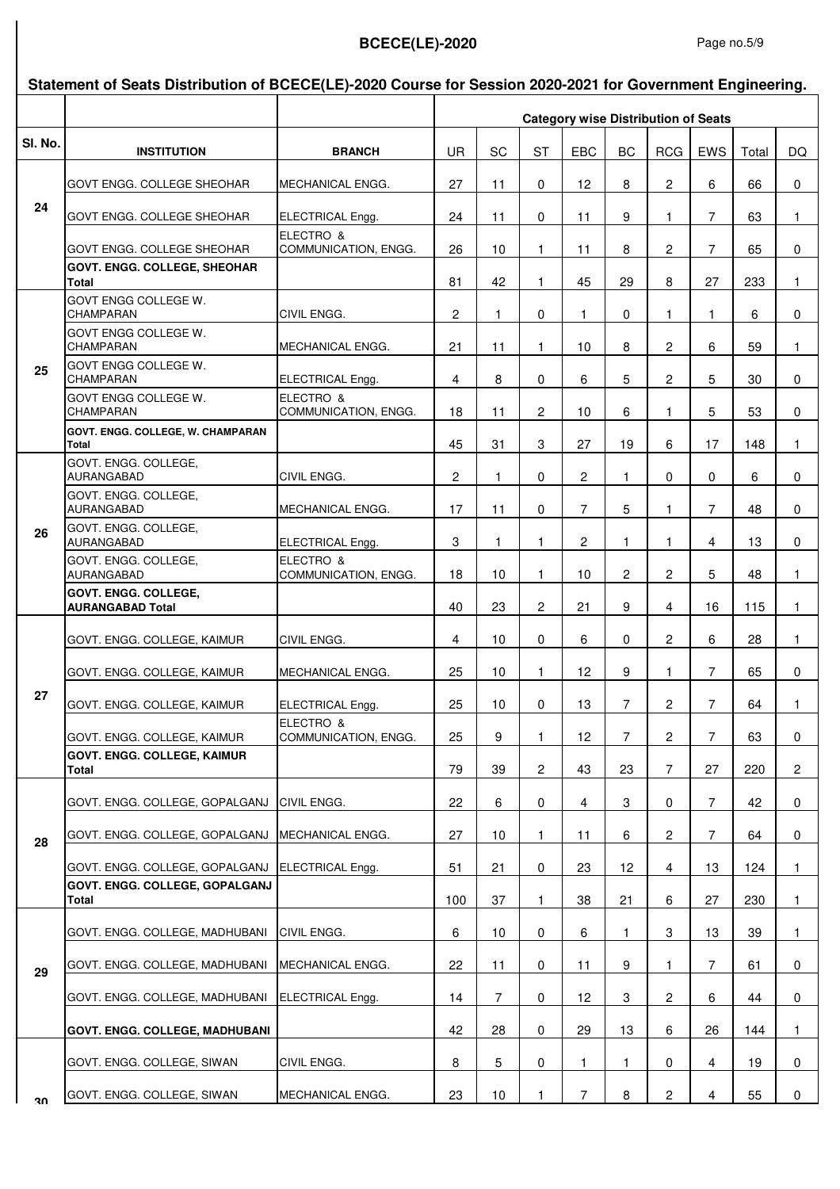## Statement of Seats Distribution of BCECE(LE)-2020 Course for Session 2020-2021 for Government Engineering.

| Sl. No. | INSTITUTION | BRANCH | Category wise Distribution of Seats | | | | | | | | |
|---|---|---|---|---|---|---|---|---|---|---|---|
| | | | UR | SC | ST | EBC | BC | RCG | EWS | Total | DQ |
| 24 | GOVT ENGG. COLLEGE SHEOHAR | MECHANICAL ENGG. | 27 | 11 | 0 | 12 | 8 | 2 | 6 | 66 | 0 |
| | GOVT ENGG. COLLEGE SHEOHAR | ELECTRICAL Engg. | 24 | 11 | 0 | 11 | 9 | 1 | 7 | 63 | 1 |
| | GOVT ENGG. COLLEGE SHEOHAR | ELECTRO & COMMUNICATION, ENGG. | 26 | 10 | 1 | 11 | 8 | 2 | 7 | 65 | 0 |
| | **GOVT. ENGG. COLLEGE, SHEOHAR Total** | | 81 | 42 | 1 | 45 | 29 | 8 | 27 | 233 | 1 |
| 25 | GOVT ENGG COLLEGE W. CHAMPARAN | CIVIL ENGG. | 2 | 1 | 0 | 1 | 0 | 1 | 1 | 6 | 0 |
| | GOVT ENGG COLLEGE W. CHAMPARAN | MECHANICAL ENGG. | 21 | 11 | 1 | 10 | 8 | 2 | 6 | 59 | 1 |
| | GOVT ENGG COLLEGE W. CHAMPARAN | ELECTRICAL Engg. | 4 | 8 | 0 | 6 | 5 | 2 | 5 | 30 | 0 |
| | GOVT ENGG COLLEGE W. CHAMPARAN | ELECTRO & COMMUNICATION, ENGG. | 18 | 11 | 2 | 10 | 6 | 1 | 5 | 53 | 0 |
| | **GOVT. ENGG. COLLEGE, W. CHAMPARAN Total** | | 45 | 31 | 3 | 27 | 19 | 6 | 17 | 148 | 1 |
| 26 | GOVT. ENGG. COLLEGE, AURANGABAD | CIVIL ENGG. | 2 | 1 | 0 | 2 | 1 | 0 | 0 | 6 | 0 |
| | GOVT. ENGG. COLLEGE, AURANGABAD | MECHANICAL ENGG. | 17 | 11 | 0 | 7 | 5 | 1 | 7 | 48 | 0 |
| | GOVT. ENGG. COLLEGE, AURANGABAD | ELECTRICAL Engg. | 3 | 1 | 1 | 2 | 1 | 1 | 4 | 13 | 0 |
| | GOVT. ENGG. COLLEGE, AURANGABAD | ELECTRO & COMMUNICATION, ENGG. | 18 | 10 | 1 | 10 | 2 | 2 | 5 | 48 | 1 |
| | **GOVT. ENGG. COLLEGE, AURANGABAD Total** | | 40 | 23 | 2 | 21 | 9 | 4 | 16 | 115 | 1 |
| 27 | GOVT. ENGG. COLLEGE, KAIMUR | CIVIL ENGG. | 4 | 10 | 0 | 6 | 0 | 2 | 6 | 28 | 1 |
| | GOVT. ENGG. COLLEGE, KAIMUR | MECHANICAL ENGG. | 25 | 10 | 1 | 12 | 9 | 1 | 7 | 65 | 0 |
| | GOVT. ENGG. COLLEGE, KAIMUR | ELECTRICAL Engg. | 25 | 10 | 0 | 13 | 7 | 2 | 7 | 64 | 1 |
| | GOVT. ENGG. COLLEGE, KAIMUR | ELECTRO & COMMUNICATION, ENGG. | 25 | 9 | 1 | 12 | 7 | 2 | 7 | 63 | 0 |
| | **GOVT. ENGG. COLLEGE, KAIMUR Total** | | 79 | 39 | 2 | 43 | 23 | 7 | 27 | 220 | 2 |
| 28 | GOVT. ENGG. COLLEGE, GOPALGANJ | CIVIL ENGG. | 22 | 6 | 0 | 4 | 3 | 0 | 7 | 42 | 0 |
| | GOVT. ENGG. COLLEGE, GOPALGANJ | MECHANICAL ENGG. | 27 | 10 | 1 | 11 | 6 | 2 | 7 | 64 | 0 |
| | GOVT. ENGG. COLLEGE, GOPALGANJ | ELECTRICAL Engg. | 51 | 21 | 0 | 23 | 12 | 4 | 13 | 124 | 1 |
| | **GOVT. ENGG. COLLEGE, GOPALGANJ Total** | | 100 | 37 | 1 | 38 | 21 | 6 | 27 | 230 | 1 |
| 29 | GOVT. ENGG. COLLEGE, MADHUBANI | CIVIL ENGG. | 6 | 10 | 0 | 6 | 1 | 3 | 13 | 39 | 1 |
| | GOVT. ENGG. COLLEGE, MADHUBANI | MECHANICAL ENGG. | 22 | 11 | 0 | 11 | 9 | 1 | 7 | 61 | 0 |
| | GOVT. ENGG. COLLEGE, MADHUBANI | ELECTRICAL Engg. | 14 | 7 | 0 | 12 | 3 | 2 | 6 | 44 | 0 |
| | **GOVT. ENGG. COLLEGE, MADHUBANI** | | 42 | 28 | 0 | 29 | 13 | 6 | 26 | 144 | 1 |
| 30 | GOVT. ENGG. COLLEGE, SIWAN | CIVIL ENGG. | 8 | 5 | 0 | 1 | 1 | 0 | 4 | 19 | 0 |
| | GOVT. ENGG. COLLEGE, SIWAN | MECHANICAL ENGG. | 23 | 10 | 1 | 7 | 8 | 2 | 4 | 55 | 0 |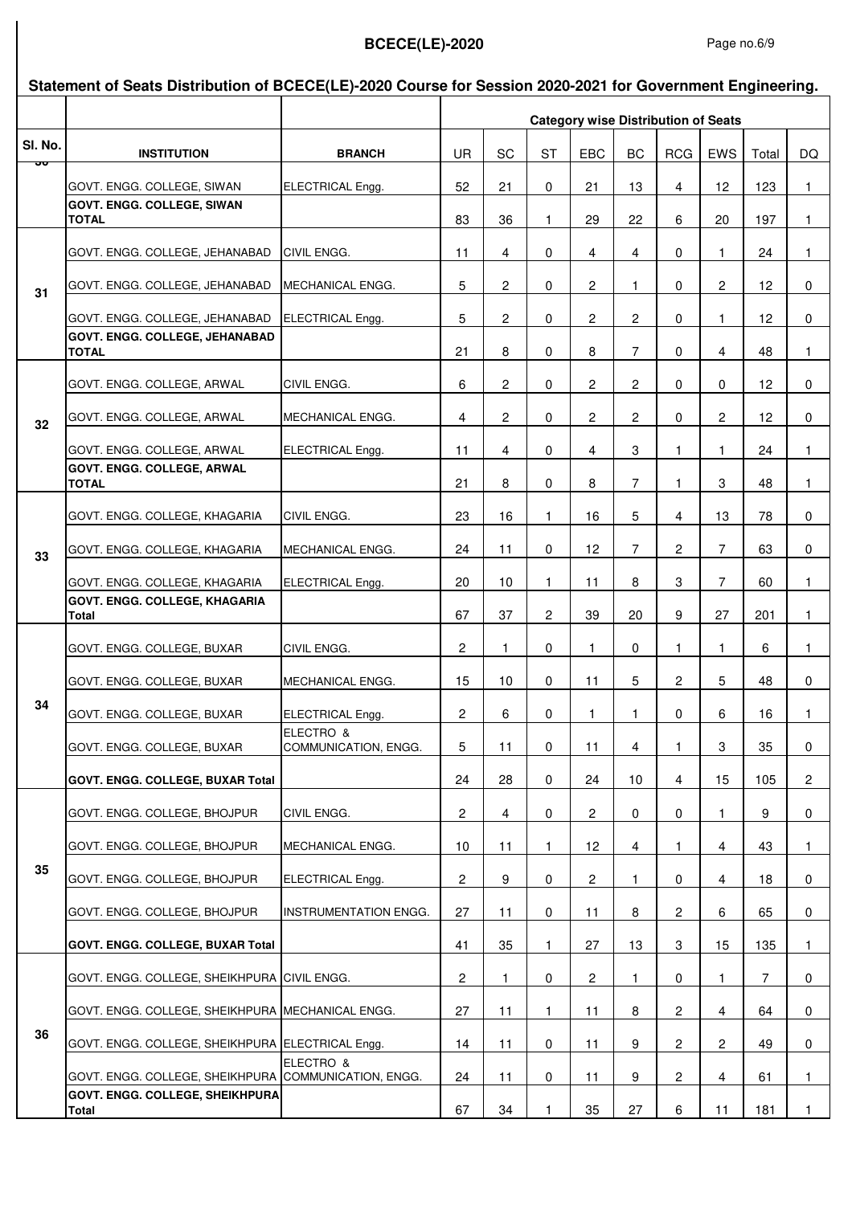**Statement of Seats Distribution of BCECE(LE)-2020 Course for Session 2020-2021 for Government Engineering.**

| Sl. No. | INSTITUTION | BRANCH | Category wise Distribution of Seats | | | | | | | | |
|---|---|---|---|---|---|---|---|---|---|---|---|
| | | | UR | SC | ST | EBC | BC | RCG | EWS | Total | DQ |
| 30 | GOVT. ENGG. COLLEGE, SIWAN | ELECTRICAL Engg. | 52 | 21 | 0 | 21 | 13 | 4 | 12 | 123 | 1 |
| | **GOVT. ENGG. COLLEGE, SIWAN TOTAL** | | 83 | 36 | 1 | 29 | 22 | 6 | 20 | 197 | 1 |
| 31 | GOVT. ENGG. COLLEGE, JEHANABAD | CIVIL ENGG. | 11 | 4 | 0 | 4 | 4 | 0 | 1 | 24 | 1 |
| | GOVT. ENGG. COLLEGE, JEHANABAD | MECHANICAL ENGG. | 5 | 2 | 0 | 2 | 1 | 0 | 2 | 12 | 0 |
| | GOVT. ENGG. COLLEGE, JEHANABAD | ELECTRICAL Engg. | 5 | 2 | 0 | 2 | 2 | 0 | 1 | 12 | 0 |
| | **GOVT. ENGG. COLLEGE, JEHANABAD TOTAL** | | 21 | 8 | 0 | 8 | 7 | 0 | 4 | 48 | 1 |
| 32 | GOVT. ENGG. COLLEGE, ARWAL | CIVIL ENGG. | 6 | 2 | 0 | 2 | 2 | 0 | 0 | 12 | 0 |
| | GOVT. ENGG. COLLEGE, ARWAL | MECHANICAL ENGG. | 4 | 2 | 0 | 2 | 2 | 0 | 2 | 12 | 0 |
| | GOVT. ENGG. COLLEGE, ARWAL | ELECTRICAL Engg. | 11 | 4 | 0 | 4 | 3 | 1 | 1 | 24 | 1 |
| | **GOVT. ENGG. COLLEGE, ARWAL TOTAL** | | 21 | 8 | 0 | 8 | 7 | 1 | 3 | 48 | 1 |
| 33 | GOVT. ENGG. COLLEGE, KHAGARIA | CIVIL ENGG. | 23 | 16 | 1 | 16 | 5 | 4 | 13 | 78 | 0 |
| | GOVT. ENGG. COLLEGE, KHAGARIA | MECHANICAL ENGG. | 24 | 11 | 0 | 12 | 7 | 2 | 7 | 63 | 0 |
| | GOVT. ENGG. COLLEGE, KHAGARIA | ELECTRICAL Engg. | 20 | 10 | 1 | 11 | 8 | 3 | 7 | 60 | 1 |
| | **GOVT. ENGG. COLLEGE, KHAGARIA Total** | | 67 | 37 | 2 | 39 | 20 | 9 | 27 | 201 | 1 |
| 34 | GOVT. ENGG. COLLEGE, BUXAR | CIVIL ENGG. | 2 | 1 | 0 | 1 | 0 | 1 | 1 | 6 | 1 |
| | GOVT. ENGG. COLLEGE, BUXAR | MECHANICAL ENGG. | 15 | 10 | 0 | 11 | 5 | 2 | 5 | 48 | 0 |
| | GOVT. ENGG. COLLEGE, BUXAR | ELECTRICAL Engg. | 2 | 6 | 0 | 1 | 1 | 0 | 6 | 16 | 1 |
| | GOVT. ENGG. COLLEGE, BUXAR | ELECTRO & COMMUNICATION, ENGG. | 5 | 11 | 0 | 11 | 4 | 1 | 3 | 35 | 0 |
| | **GOVT. ENGG. COLLEGE, BUXAR Total** | | 24 | 28 | 0 | 24 | 10 | 4 | 15 | 105 | 2 |
| 35 | GOVT. ENGG. COLLEGE, BHOJPUR | CIVIL ENGG. | 2 | 4 | 0 | 2 | 0 | 0 | 1 | 9 | 0 |
| | GOVT. ENGG. COLLEGE, BHOJPUR | MECHANICAL ENGG. | 10 | 11 | 1 | 12 | 4 | 1 | 4 | 43 | 1 |
| | GOVT. ENGG. COLLEGE, BHOJPUR | ELECTRICAL Engg. | 2 | 9 | 0 | 2 | 1 | 0 | 4 | 18 | 0 |
| | GOVT. ENGG. COLLEGE, BHOJPUR | INSTRUMENTATION ENGG. | 27 | 11 | 0 | 11 | 8 | 2 | 6 | 65 | 0 |
| | **GOVT. ENGG. COLLEGE, BUXAR Total** | | 41 | 35 | 1 | 27 | 13 | 3 | 15 | 135 | 1 |
| 36 | GOVT. ENGG. COLLEGE, SHEIKHPURA | CIVIL ENGG. | 2 | 1 | 0 | 2 | 1 | 0 | 1 | 7 | 0 |
| | GOVT. ENGG. COLLEGE, SHEIKHPURA | MECHANICAL ENGG. | 27 | 11 | 1 | 11 | 8 | 2 | 4 | 64 | 0 |
| | GOVT. ENGG. COLLEGE, SHEIKHPURA | ELECTRICAL Engg. | 14 | 11 | 0 | 11 | 9 | 2 | 2 | 49 | 0 |
| | GOVT. ENGG. COLLEGE, SHEIKHPURA | ELECTRO & COMMUNICATION, ENGG. | 24 | 11 | 0 | 11 | 9 | 2 | 4 | 61 | 1 |
| | **GOVT. ENGG. COLLEGE, SHEIKHPURA Total** | | 67 | 34 | 1 | 35 | 27 | 6 | 11 | 181 | 1 |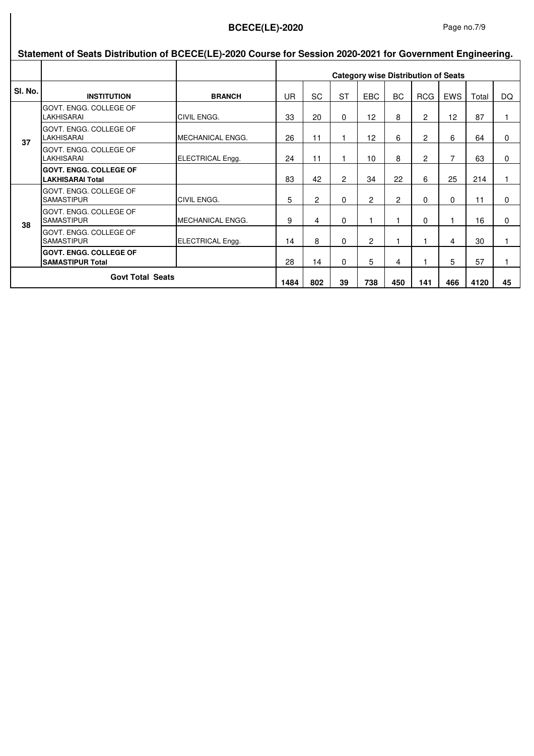## Statement of Seats Distribution of BCECE(LE)-2020 Course for Session 2020-2021 for Government Engineering.

| | | | Category wise Distribution of Seats | | | | | | | | |
|---|---|---|---|---|---|---|---|---|---|---|---|
| Sl. No. | INSTITUTION | BRANCH | UR | SC | ST | EBC | BC | RCG | EWS | Total | DQ |
| 37 | GOVT. ENGG. COLLEGE OF LAKHISARAI | CIVIL ENGG. | 33 | 20 | 0 | 12 | 8 | 2 | 12 | 87 | 1 |
| | GOVT. ENGG. COLLEGE OF LAKHISARAI | MECHANICAL ENGG. | 26 | 11 | 1 | 12 | 6 | 2 | 6 | 64 | 0 |
| | GOVT. ENGG. COLLEGE OF LAKHISARAI | ELECTRICAL Engg. | 24 | 11 | 1 | 10 | 8 | 2 | 7 | 63 | 0 |
| | **GOVT. ENGG. COLLEGE OF LAKHISARAI Total** | | 83 | 42 | 2 | 34 | 22 | 6 | 25 | 214 | 1 |
| 38 | GOVT. ENGG. COLLEGE OF SAMASTIPUR | CIVIL ENGG. | 5 | 2 | 0 | 2 | 2 | 0 | 0 | 11 | 0 |
| | GOVT. ENGG. COLLEGE OF SAMASTIPUR | MECHANICAL ENGG. | 9 | 4 | 0 | 1 | 1 | 0 | 1 | 16 | 0 |
| | GOVT. ENGG. COLLEGE OF SAMASTIPUR | ELECTRICAL Engg. | 14 | 8 | 0 | 2 | 1 | 1 | 4 | 30 | 1 |
| | **GOVT. ENGG. COLLEGE OF SAMASTIPUR Total** | | 28 | 14 | 0 | 5 | 4 | 1 | 5 | 57 | 1 |
| **Govt Total Seats** | | | **1484** | **802** | **39** | **738** | **450** | **141** | **466** | **4120** | **45** |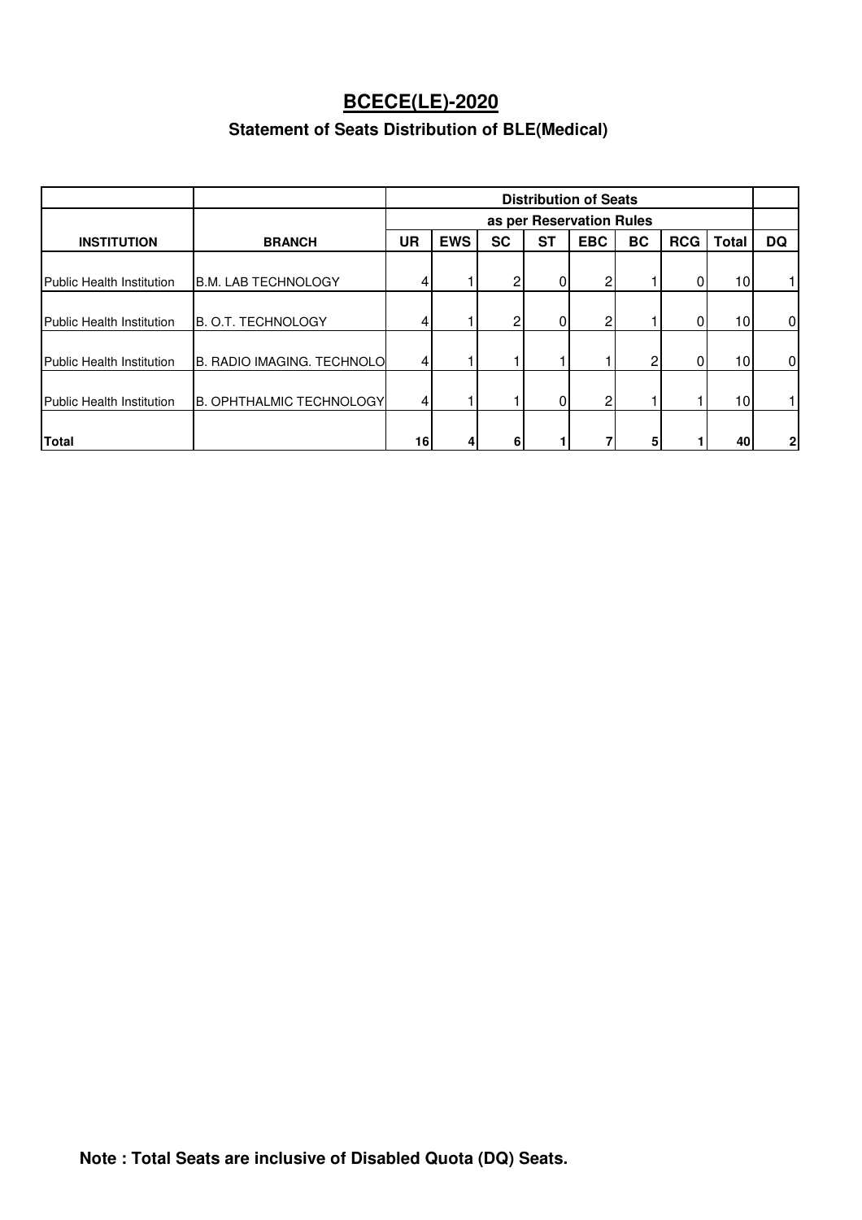# BCECE(LE)-2020

## Statement of Seats Distribution of BLE(Medical)

| | | Distribution of Seats | | | | | | | | |
|---|---|---|---|---|---|---|---|---|---|---|
| | | as per Reservation Rules | | | | | | | | |
| **INSTITUTION** | **BRANCH** | **UR** | **EWS** | **SC** | **ST** | **EBC** | **BC** | **RCG** | **Total** | **DQ** |
| Public Health Institution | B.M. LAB TECHNOLOGY | 4 | 1 | 2 | 0 | 2 | 1 | 0 | 10 | 1 |
| Public Health Institution | B. O.T. TECHNOLOGY | 4 | 1 | 2 | 0 | 2 | 1 | 0 | 10 | 0 |
| Public Health Institution | B. RADIO IMAGING. TECHNOLO | 4 | 1 | 1 | 1 | 1 | 2 | 0 | 10 | 0 |
| Public Health Institution | B. OPHTHALMIC TECHNOLOGY | 4 | 1 | 1 | 0 | 2 | 1 | 1 | 10 | 1 |
| **Total** | | **16** | **4** | **6** | **1** | **7** | **5** | **1** | **40** | **2** |

**Note : Total Seats are inclusive of Disabled Quota (DQ) Seats.**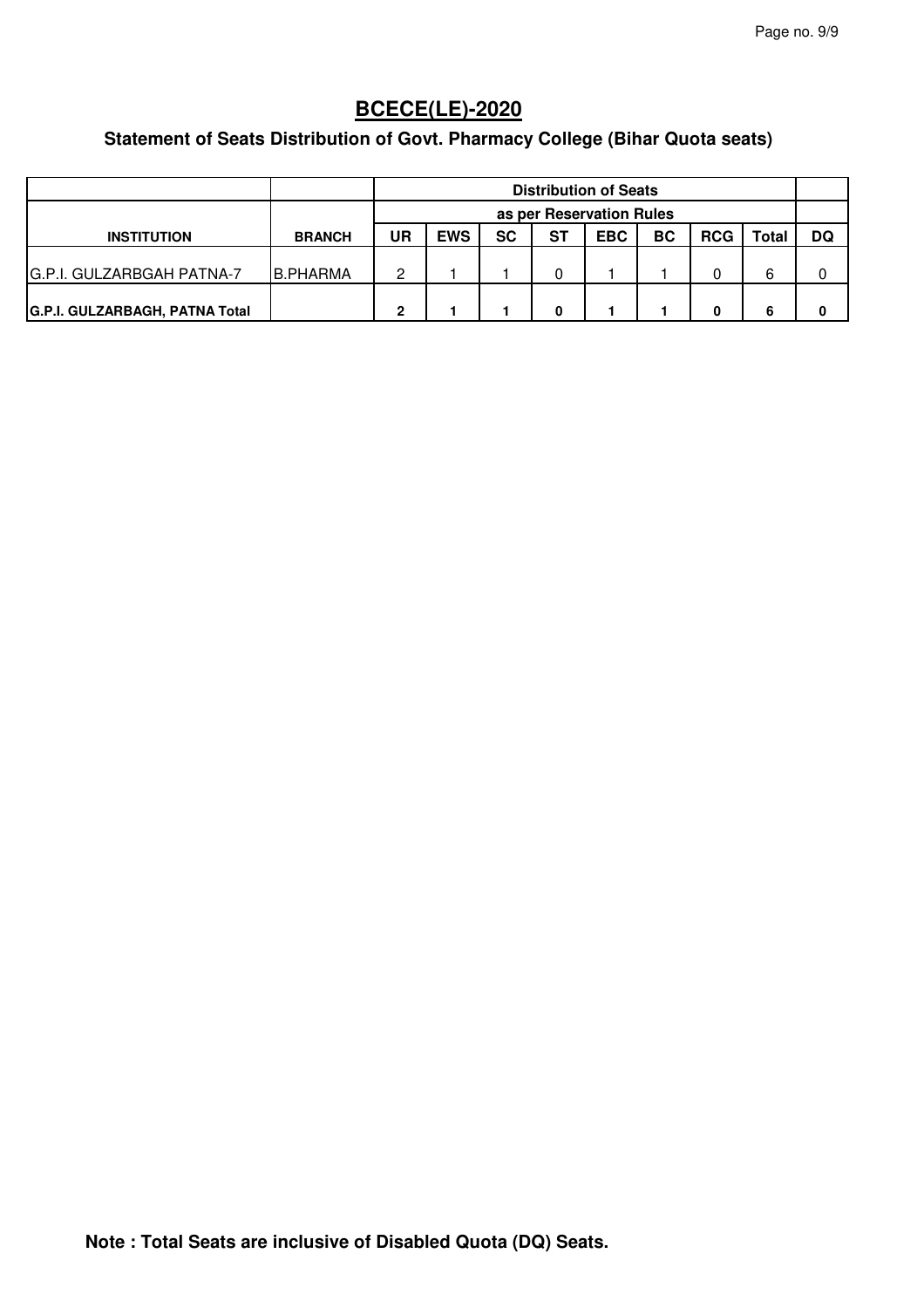# BCECE(LE)-2020

## Statement of Seats Distribution of Govt. Pharmacy College (Bihar Quota seats)

| | | Distribution of Seats | | | | | | | | |
|---|---|---|---|---|---|---|---|---|---|---|
| | | as per Reservation Rules | | | | | | | | |
| INSTITUTION | BRANCH | UR | EWS | SC | ST | EBC | BC | RCG | Total | DQ |
| G.P.I. GULZARBGAH PATNA-7 | B.PHARMA | 2 | 1 | 1 | 0 | 1 | 1 | 0 | 6 | 0 |
| **G.P.I. GULZARBAGH, PATNA Total** | | **2** | **1** | **1** | **0** | **1** | **1** | **0** | **6** | **0** |

**Note : Total Seats are inclusive of Disabled Quota (DQ) Seats.**